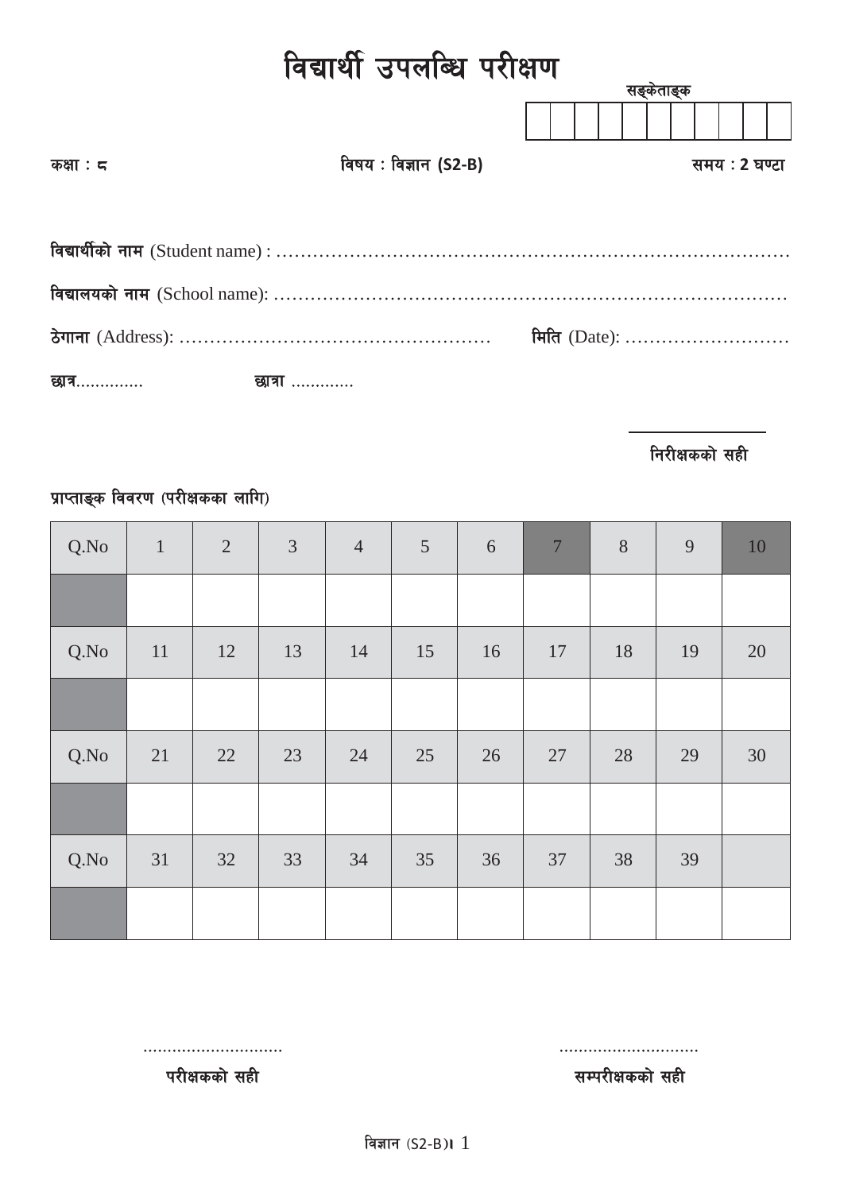# विद्यार्थी उपलब्धि परीक्षण

सङ्केताङ्क

|  |  |  |  |  |  |  |  |  |  |  |
|---|---|---|---|---|---|---|---|---|---|---|
|  |  |  |  |  |  |  |  |  |  |  |

कक्षा : ८ विषय : विज्ञान (S2-B) समय : 2 घण्टा

**विद्यार्थीको नाम** (Student name) : ……………………………………………………………………………

**विद्यालयको नाम** (School name): …………………………………………………………………………

**ठेगाना** (Address): …………………………………………… **मिति** (Date): ………………………

छात्र…………. छात्रा …………

निरीक्षकको सही

प्राप्ताङ्क विवरण (परीक्षकका लागि)

| Q.No | 1 | 2 | 3 | 4 | 5 | 6 | 7 | 8 | 9 | 10 |
|---|---|---|---|---|---|---|---|---|---|---|
|  |  |  |  |  |  |  |  |  |  |  |
| Q.No | 11 | 12 | 13 | 14 | 15 | 16 | 17 | 18 | 19 | 20 |
|  |  |  |  |  |  |  |  |  |  |  |
| Q.No | 21 | 22 | 23 | 24 | 25 | 26 | 27 | 28 | 29 | 30 |
|  |  |  |  |  |  |  |  |  |  |  |
| Q.No | 31 | 32 | 33 | 34 | 35 | 36 | 37 | 38 | 39 |  |
|  |  |  |  |  |  |  |  |  |  |  |

…………………………… ……………………………

परीक्षकको सही सम्परीक्षकको सही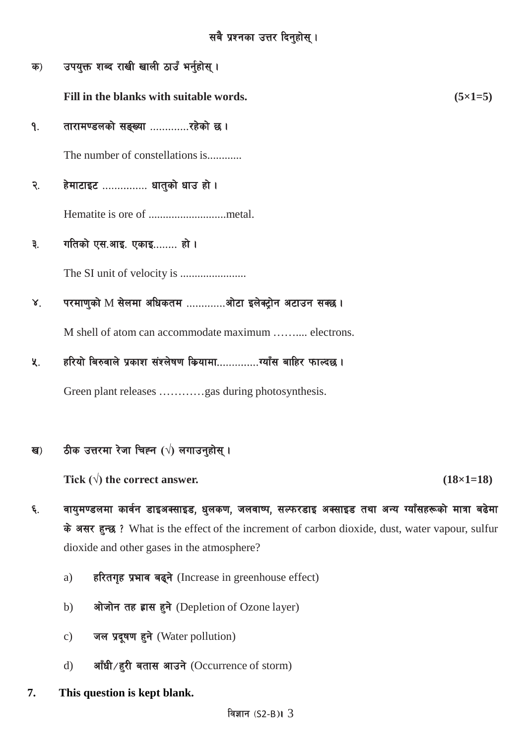सबै प्रश्नका उत्तर दिनुहोस्।

क) उपयुक्त शब्द राखी खाली ठाउँ भर्नुहोस्।

**Fill in the blanks with suitable words.** **(5×1=5)**

१. तारामण्डलको सङ्ख्या .............रहेको छ।

The number of constellations is............

२. हेमाटाइट ............... धातुको धाउ हो।

Hematite is ore of ...........................metal.

३. गतिको एस.आइ. एकाइ........ हो।

The SI unit of velocity is .......................

४. परमाणुको M सेलमा अधिकतम .............ओटा इलेक्ट्रोन अटाउन सक्छ।

M shell of atom can accommodate maximum ……..... electrons.

५. हरियो बिरुवाले प्रकाश संश्लेषण क्रियामा.............ग्याँस बाहिर फाल्दछ।

Green plant releases …………gas during photosynthesis.

ख) ठीक उत्तरमा रेजा चिह्न (√) लगाउनुहोस्।

**Tick (√) the correct answer.** **(18×1=18)**

६. **वायुमण्डलमा कार्बन डाइअक्साइड, धुलकण, जलवाष्प, सल्फरडाइ अक्साइड तथा अन्य ग्याँसहरूको मात्रा बढेमा के असर हुन्छ ?** What is the effect of the increment of carbon dioxide, dust, water vapour, sulfur dioxide and other gases in the atmosphere?

a) **हरितगृह प्रभाव बढ्ने** (Increase in greenhouse effect)

b) **ओजोन तह ह्रास हुने** (Depletion of Ozone layer)

c) **जल प्रदूषण हुने** (Water pollution)

d) **आँधी/हुरी बतास आउने** (Occurrence of storm)

**7. This question is kept blank.**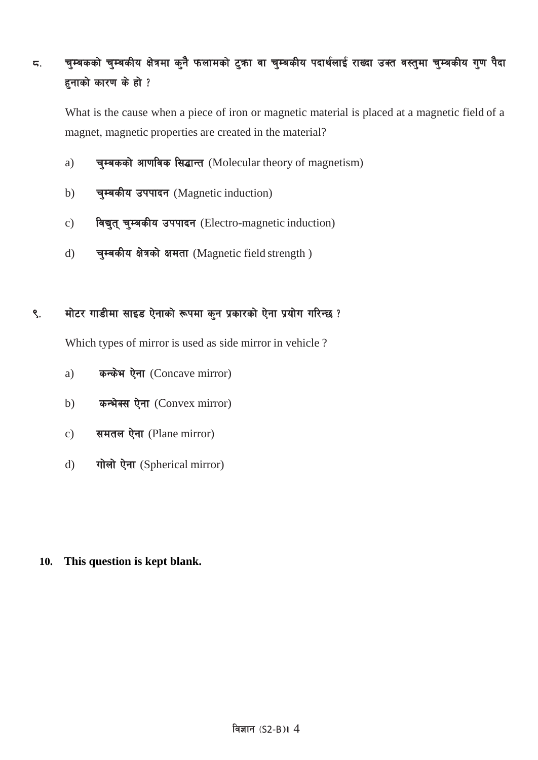८. **चुम्बकको चुम्बकीय क्षेत्रमा कुनै फलामको टुक्रा वा चुम्बकीय पदार्थलाई राख्दा उक्त वस्तुमा चुम्बकीय गुण पैदा हुनाको कारण के हो ?**

What is the cause when a piece of iron or magnetic material is placed at a magnetic field of a magnet, magnetic properties are created in the material?

a) **चुम्बकको आणविक सिद्धान्त** (Molecular theory of magnetism)

b) **चुम्बकीय उपपादन** (Magnetic induction)

c) **विद्युत् चुम्बकीय उपपादन** (Electro-magnetic induction)

d) **चुम्बकीय क्षेत्रको क्षमता** (Magnetic field strength )

९. **मोटर गाडीमा साइड ऐनाको रूपमा कुन प्रकारको ऐना प्रयोग गरिन्छ ?**

Which types of mirror is used as side mirror in vehicle ?

a) **कन्केभ ऐना** (Concave mirror)

b) **कन्भेक्स ऐना** (Convex mirror)

c) **समतल ऐना** (Plane mirror)

d) **गोलो ऐना** (Spherical mirror)

**10. This question is kept blank.**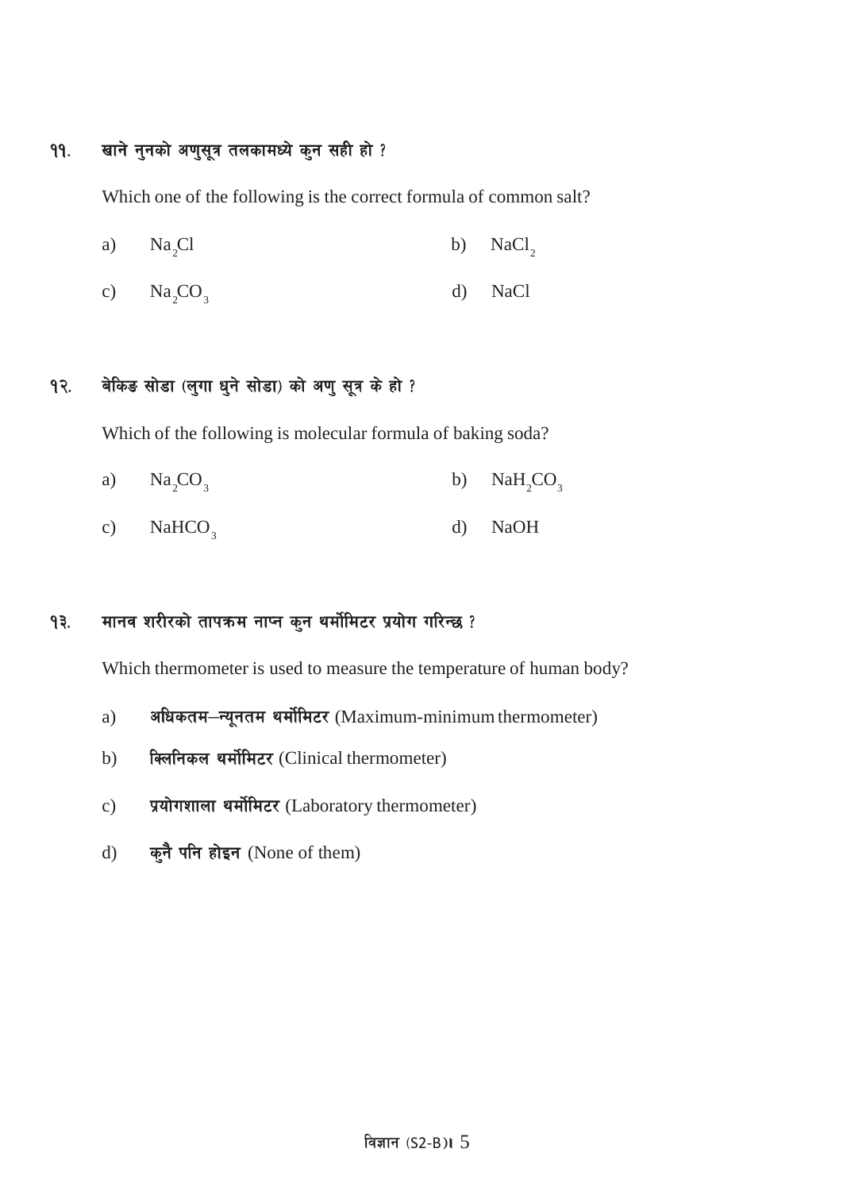११. खाने नुनको अणुसूत्र तलकामध्ये कुन सही हो ?

Which one of the following is the correct formula of common salt?

a) $Na_2Cl$

b) $NaCl_2$

c) $Na_2CO_3$

d) $NaCl$

१२. बेकिङ सोडा (लुगा धुने सोडा) को अणु सूत्र के हो ?

Which of the following is molecular formula of baking soda?

a) $Na_2CO_3$

b) $NaH_2CO_3$

c) $NaHCO_3$

d) $NaOH$

१३. मानव शरीरको तापक्रम नाप्न कुन थर्मोमिटर प्रयोग गरिन्छ ?

Which thermometer is used to measure the temperature of human body?

a) **अधिकतम–न्यूनतम थर्मोमिटर** (Maximum-minimum thermometer)

b) **क्लिनिकल थर्मोमिटर** (Clinical thermometer)

c) **प्रयोगशाला थर्मोमिटर** (Laboratory thermometer)

d) **कुनै पनि होइन** (None of them)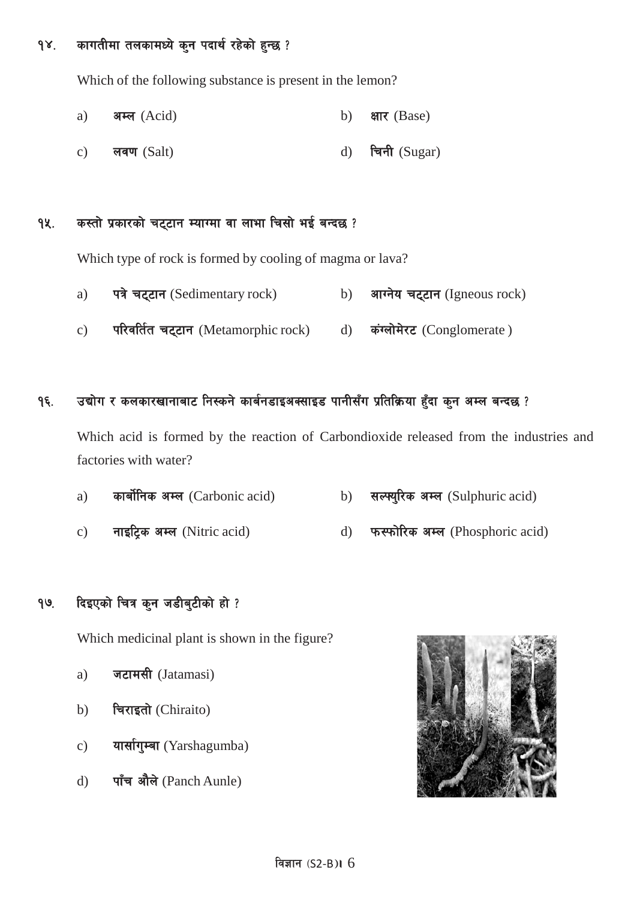१४. कागतीमा तलकामध्ये कुन पदार्थ रहेको हुन्छ ?

Which of the following substance is present in the lemon?

a) **अम्ल** (Acid)

b) **क्षार** (Base)

c) **लवण** (Salt)

d) **चिनी** (Sugar)

१५. कस्तो प्रकारको चट्टान म्याग्मा वा लाभा चिसो भई बन्दछ ?

Which type of rock is formed by cooling of magma or lava?

a) **पत्रे चट्टान** (Sedimentary rock)

b) **आग्नेय चट्टान** (Igneous rock)

c) **परिवर्तित चट्टान** (Metamorphic rock)

d) **कंग्लोमेरट** (Conglomerate )

१६. उद्योग र कलकारखानाबाट निस्कने कार्बनडाइअक्साइड पानीसँग प्रतिक्रिया हुँदा कुन अम्ल बन्दछ ?

Which acid is formed by the reaction of Carbondioxide released from the industries and factories with water?

a) **कार्बोनिक अम्ल** (Carbonic acid)

b) **सल्फ्युरिक अम्ल** (Sulphuric acid)

c) **नाइट्रिक अम्ल** (Nitric acid)

d) **फस्फोरिक अम्ल** (Phosphoric acid)

१७. दिइएको चित्र कुन जडीबुटीको हो ?

Which medicinal plant is shown in the figure?

a) **जटामसी** (Jatamasi)

b) **चिराइतो** (Chiraito)

c) **यार्सागुम्बा** (Yarshagumba)

d) **पाँच औले** (Panch Aunle)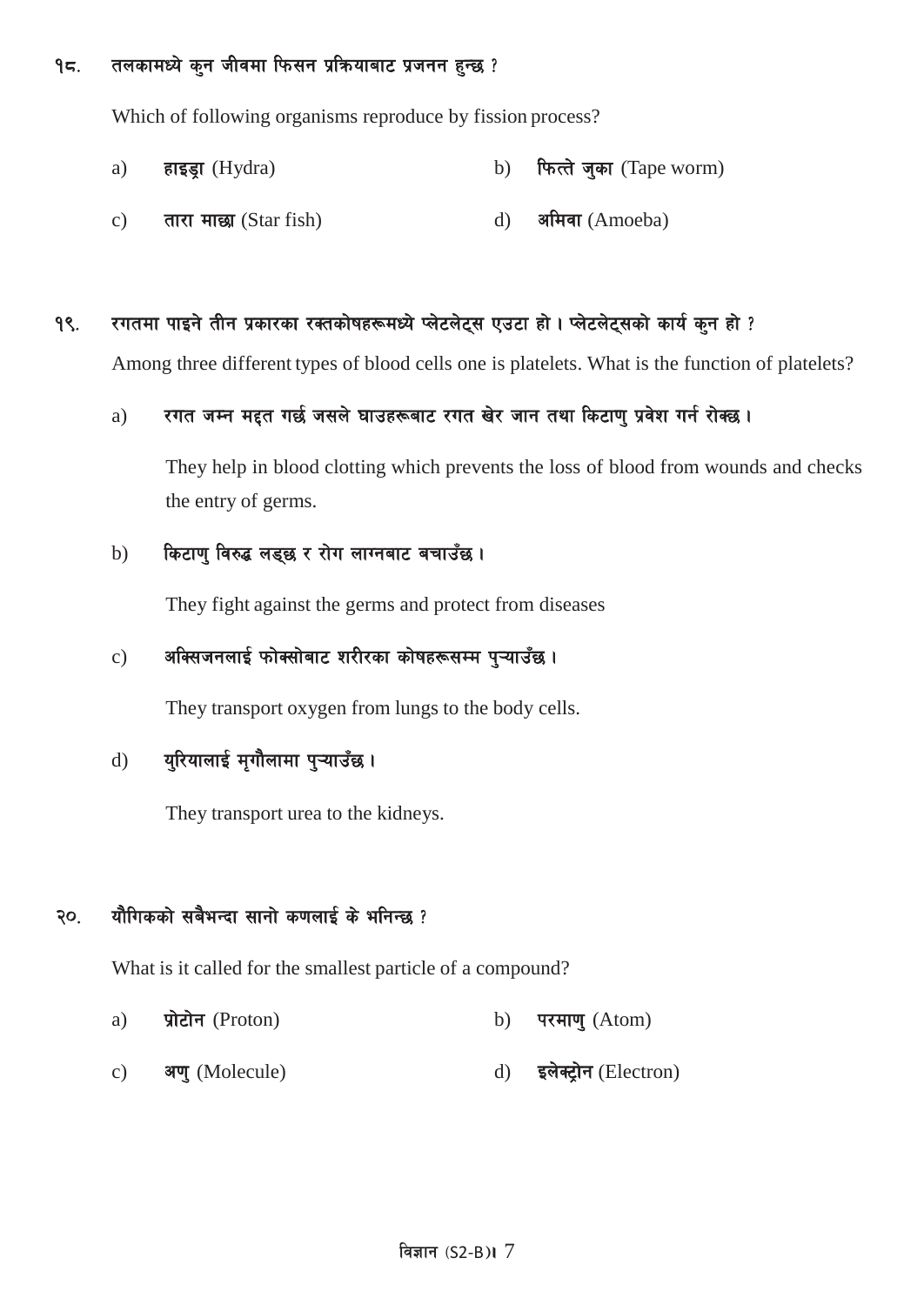१८. तलकामध्ये कुन जीवमा फिसन प्रक्रियाबाट प्रजनन हुन्छ ?

Which of following organisms reproduce by fission process?

a) **हाइड्रा** (Hydra)
b) **फित्ते जुका** (Tape worm)
c) **तारा माछा** (Star fish)
d) **अमिवा** (Amoeba)

१९. रगतमा पाइने तीन प्रकारका रक्तकोषहरूमध्ये प्लेटलेट्स एउटा हो । प्लेटलेट्सको कार्य कुन हो ?

Among three different types of blood cells one is platelets. What is the function of platelets?

a) रगत जम्न मद्दत गर्छ जसले घाउहरूबाट रगत खेर जान तथा किटाणु प्रवेश गर्न रोक्छ ।

They help in blood clotting which prevents the loss of blood from wounds and checks the entry of germs.

b) किटाणु विरुद्ध लड्छ र रोग लाग्नबाट बचाउँछ ।

They fight against the germs and protect from diseases

c) अक्सिजनलाई फोक्सोबाट शरीरका कोषहरूसम्म पुऱ्याउँछ ।

They transport oxygen from lungs to the body cells.

d) युरियालाई मृगौलामा पुऱ्याउँछ ।

They transport urea to the kidneys.

२०. यौगिकको सबैभन्दा सानो कणलाई के भनिन्छ ?

What is it called for the smallest particle of a compound?

a) **प्रोटोन** (Proton)
b) **परमाणु** (Atom)
c) **अणु** (Molecule)
d) **इलेक्ट्रोन** (Electron)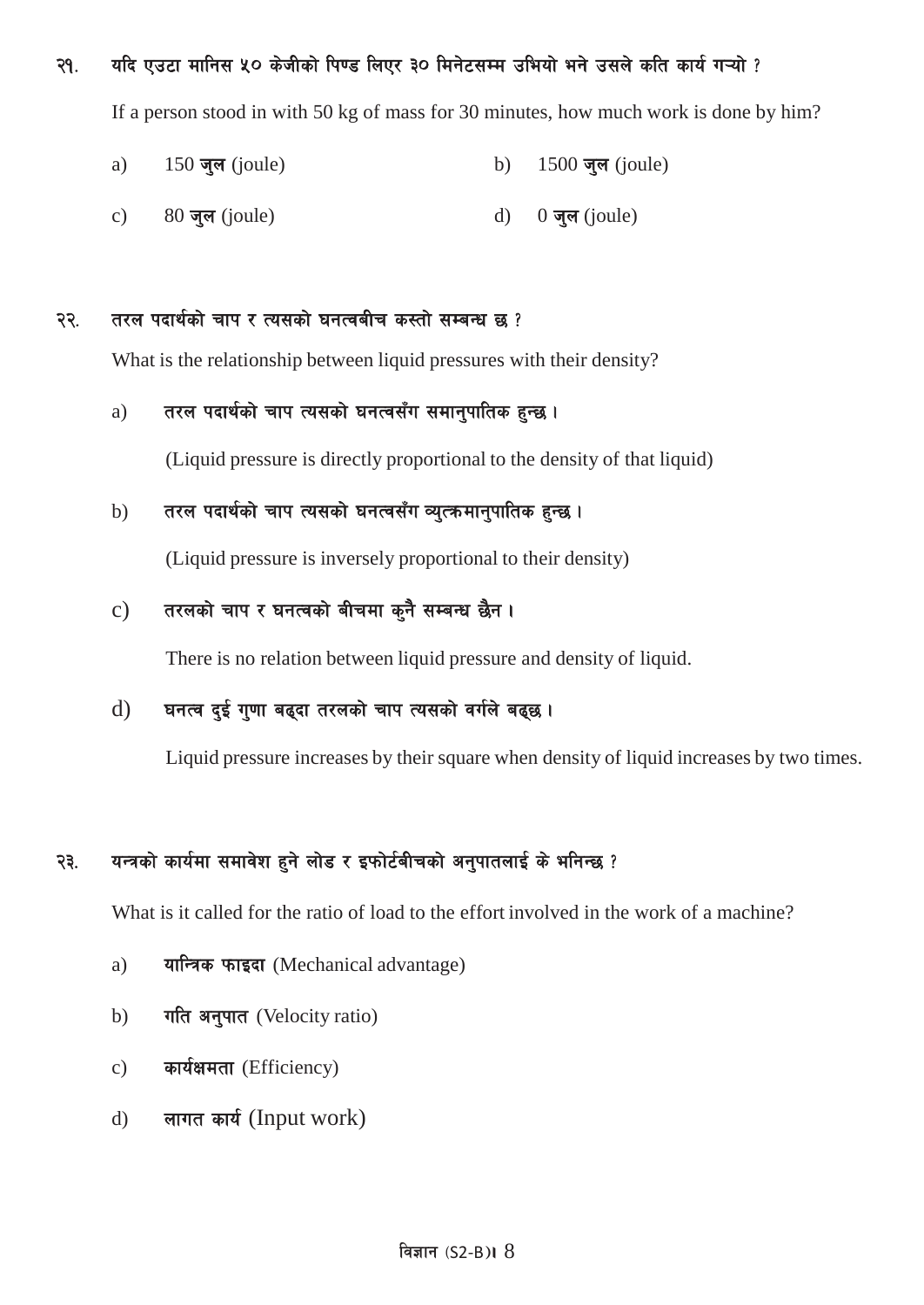२१. यदि एउटा मानिस ५० केजीको पिण्ड लिएर ३० मिनेटसम्म उभियो भने उसले कति कार्य गर्‍यो ?

If a person stood in with 50 kg of mass for 30 minutes, how much work is done by him?

a) 150 **जुल** (joule)

b) 1500 **जुल** (joule)

c) 80 **जुल** (joule)

d) 0 **जुल** (joule)

२२. तरल पदार्थको चाप र त्यसको घनत्वबीच कस्तो सम्बन्ध छ ?

What is the relationship between liquid pressures with their density?

a) तरल पदार्थको चाप त्यसको घनत्वसँग समानुपातिक हुन्छ ।

(Liquid pressure is directly proportional to the density of that liquid)

b) तरल पदार्थको चाप त्यसको घनत्वसँग व्युत्क्रमानुपातिक हुन्छ ।

(Liquid pressure is inversely proportional to their density)

c) तरलको चाप र घनत्वको बीचमा कुनै सम्बन्ध छैन ।

There is no relation between liquid pressure and density of liquid.

d) घनत्व दुई गुणा बढ्दा तरलको चाप त्यसको वर्गले बढ्छ ।

Liquid pressure increases by their square when density of liquid increases by two times.

२३. यन्त्रको कार्यमा समावेश हुने लोड र इफोर्टबीचको अनुपातलाई के भनिन्छ ?

What is it called for the ratio of load to the effort involved in the work of a machine?

a) **यान्त्रिक फाइदा** (Mechanical advantage)

b) **गति अनुपात** (Velocity ratio)

c) **कार्यक्षमता** (Efficiency)

d) **लागत कार्य** (Input work)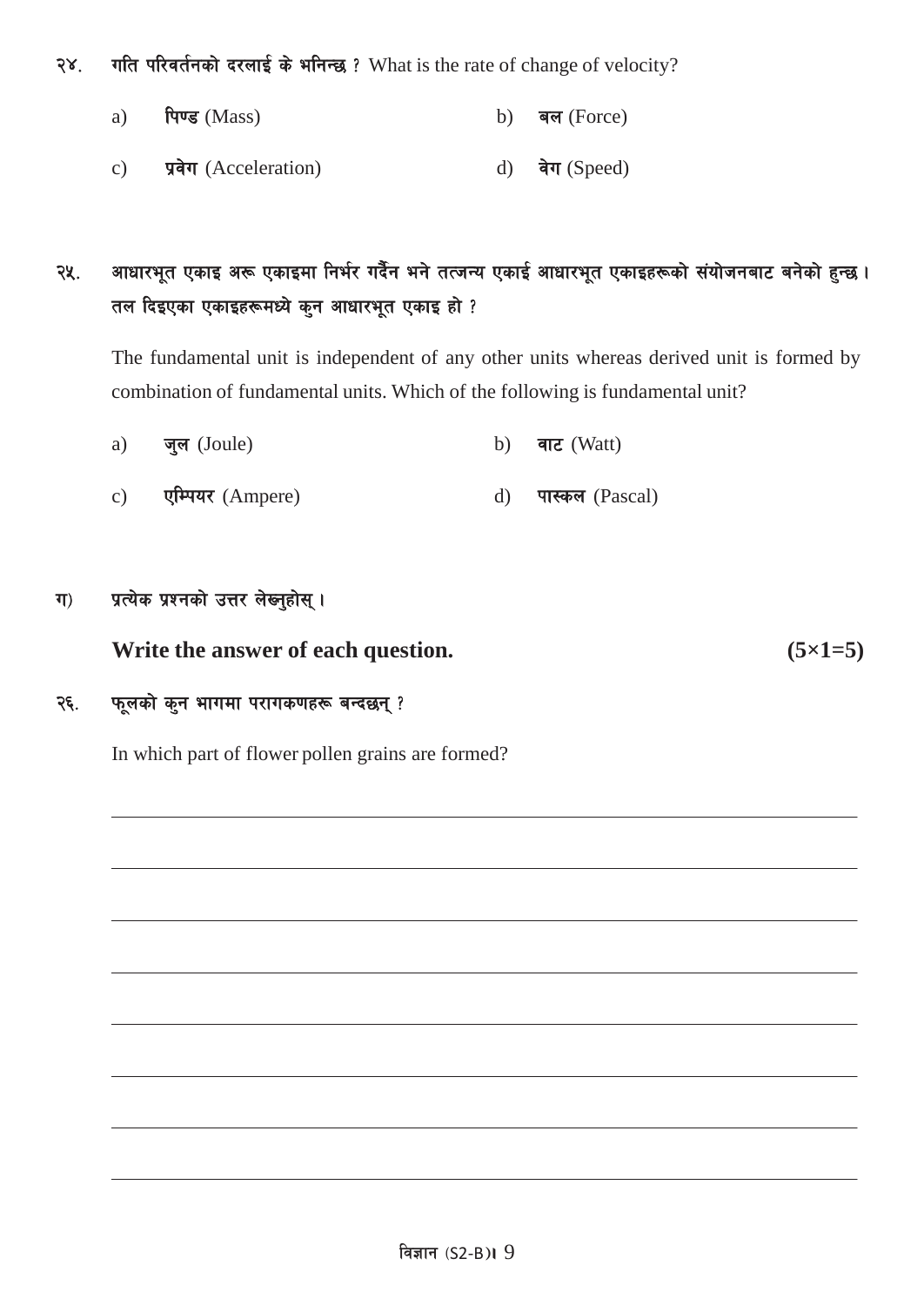२४. **गति परिवर्तनको दरलाई के भनिन्छ ?** What is the rate of change of velocity?

a) **पिण्ड** (Mass)   b) **बल** (Force)

c) **प्रवेग** (Acceleration)   d) **वेग** (Speed)

२५. **आधारभूत एकाइ अरू एकाइमा निर्भर गर्दैन भने तत्जन्य एकाई आधारभूत एकाइहरूको संयोजनबाट बनेको हुन्छ । तल दिइएका एकाइहरूमध्ये कुन आधारभूत एकाइ हो ?**

The fundamental unit is independent of any other units whereas derived unit is formed by combination of fundamental units. Which of the following is fundamental unit?

a) **जुल** (Joule)   b) **वाट** (Watt)

c) **एम्पियर** (Ampere)   d) **पास्कल** (Pascal)

ग) **प्रत्येक प्रश्नको उत्तर लेख्नुहोस् ।**

**Write the answer of each question.** **(5×1=5)**

२६. **फूलको कुन भागमा परागकणहरू बन्दछन् ?**

In which part of flower pollen grains are formed?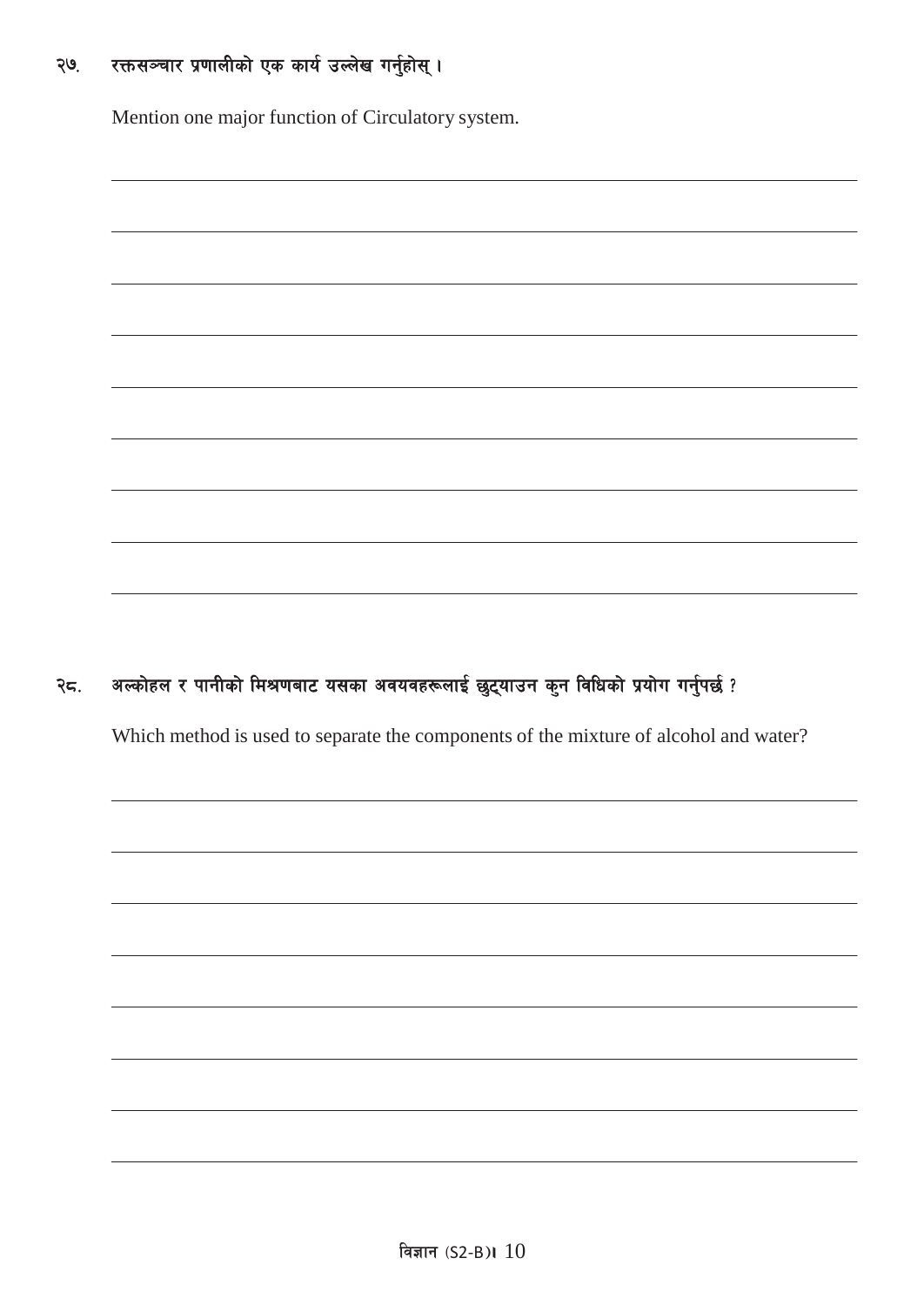२७. रक्तसञ्चार प्रणालीको एक कार्य उल्लेख गर्नुहोस् ।

Mention one major function of Circulatory system.

२८. अल्कोहल र पानीको मिश्रणबाट यसका अवयवहरूलाई छुट्याउन कुन विधिको प्रयोग गर्नुपर्छ ?

Which method is used to separate the components of the mixture of alcohol and water?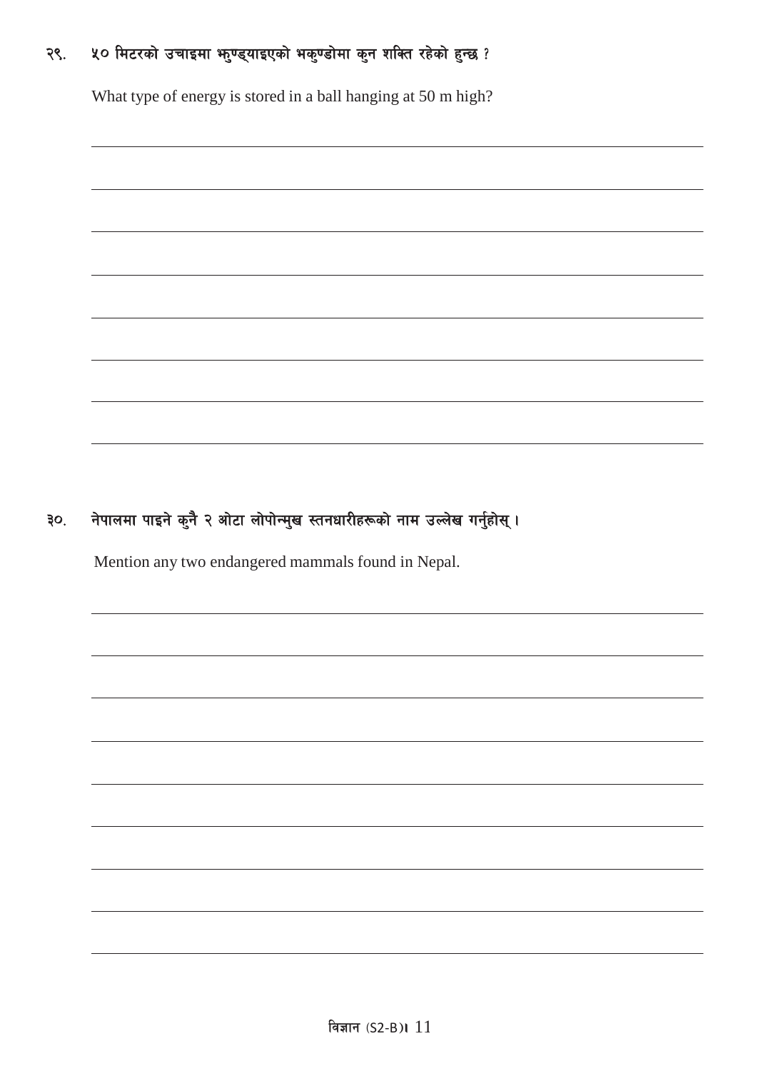२९. ५० मिटरको उचाइमा झुण्ड्याइएको भकुण्डोमा कुन शक्ति रहेको हुन्छ ?

What type of energy is stored in a ball hanging at 50 m high?

३०. नेपालमा पाइने कुनै २ ओटा लोपोन्मुख स्तनधारीहरूको नाम उल्लेख गर्नुहोस् ।

Mention any two endangered mammals found in Nepal.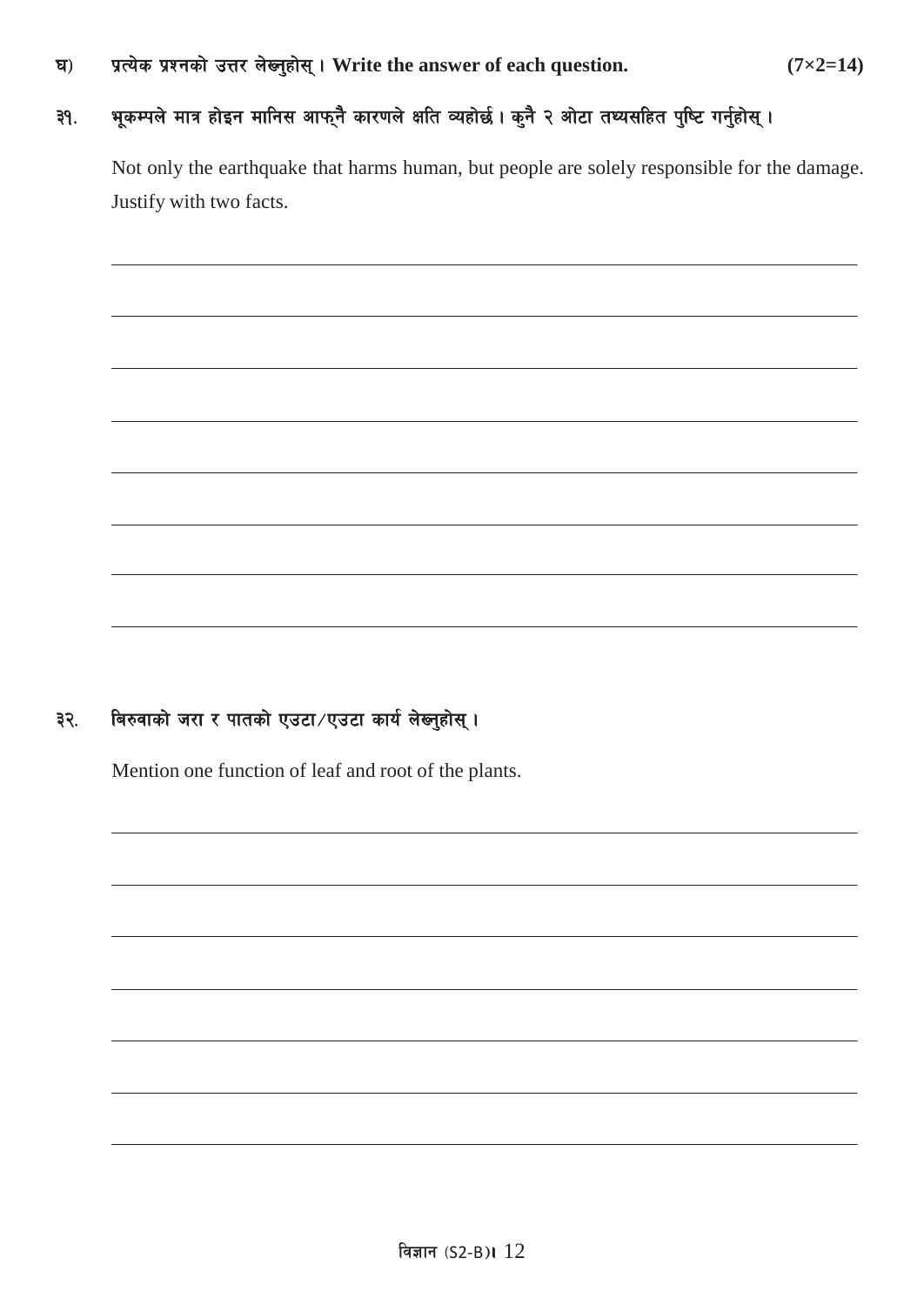**घ) प्रत्येक प्रश्नको उत्तर लेख्नुहोस् । Write the answer of each question.** **(7×2=14)**

**३१. भूकम्पले मात्र होइन मानिस आफ्नै कारणले क्षति व्यहोर्छ । कुनै २ ओटा तथ्यसहित पुष्टि गर्नुहोस् ।**

Not only the earthquake that harms human, but people are solely responsible for the damage. Justify with two facts.

**३२. बिरुवाको जरा र पातको एउटा/एउटा कार्य लेख्नुहोस् ।**

Mention one function of leaf and root of the plants.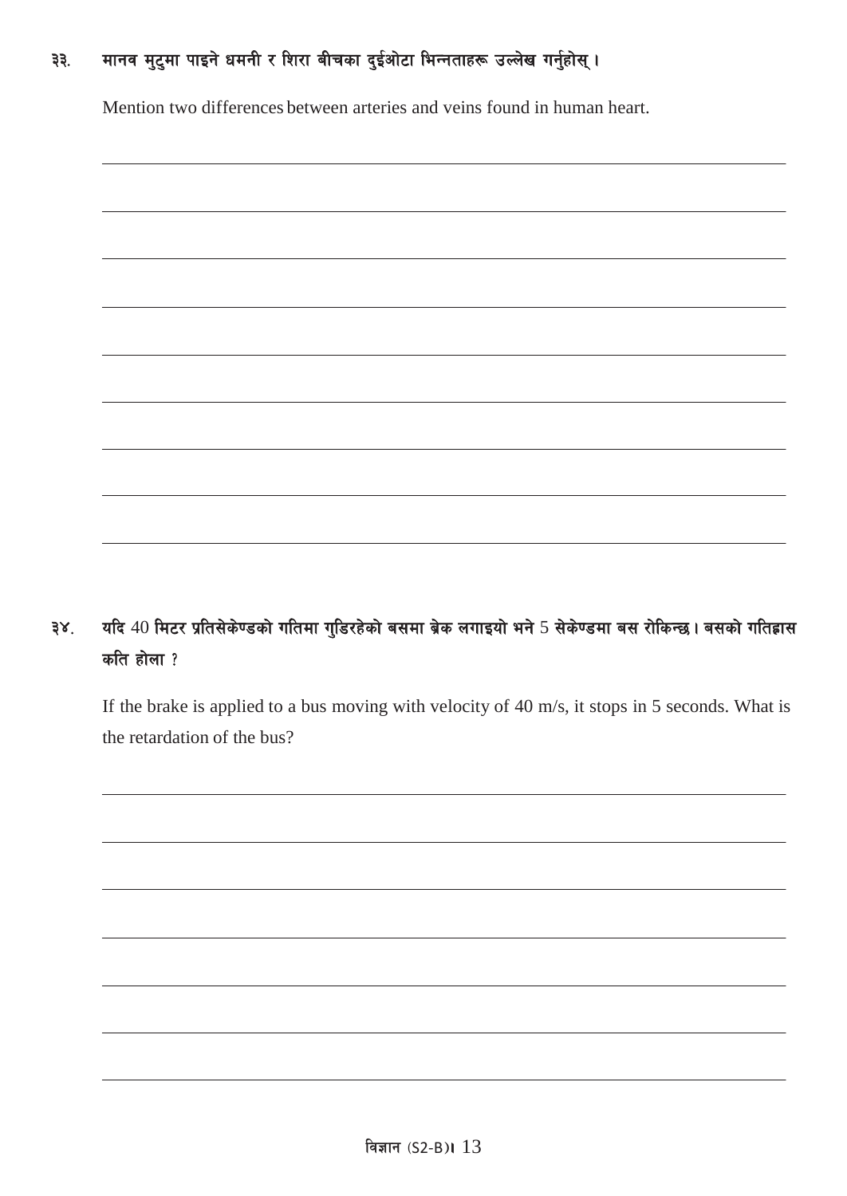३३. मानव मुटुमा पाइने धमनी र शिरा बीचका दुईओटा भिन्नताहरू उल्लेख गर्नुहोस् ।

Mention two differences between arteries and veins found in human heart.

३४. यदि 40 मिटर प्रतिसेकेण्डको गतिमा गुडिरहेको बसमा ब्रेक लगाइयो भने 5 सेकेण्डमा बस रोकिन्छ । बसको गतिह्रास कति होला ?

If the brake is applied to a bus moving with velocity of 40 m/s, it stops in 5 seconds. What is the retardation of the bus?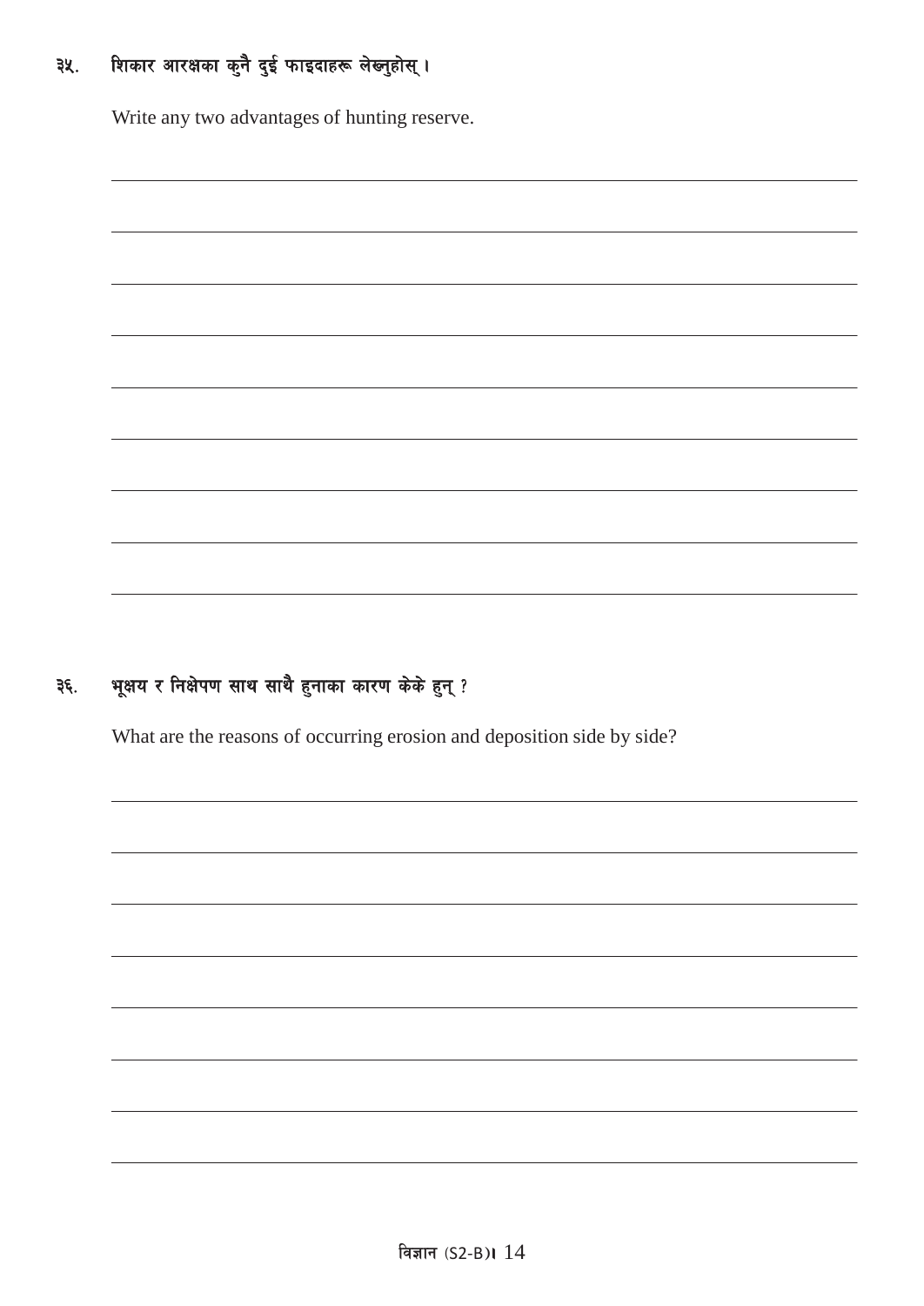३५. शिकार आरक्षका कुनै दुई फाइदाहरू लेख्नुहोस् ।

Write any two advantages of hunting reserve.

३६. भूक्षय र निक्षेपण साथ साथै हुनाका कारण केके हुन् ?

What are the reasons of occurring erosion and deposition side by side?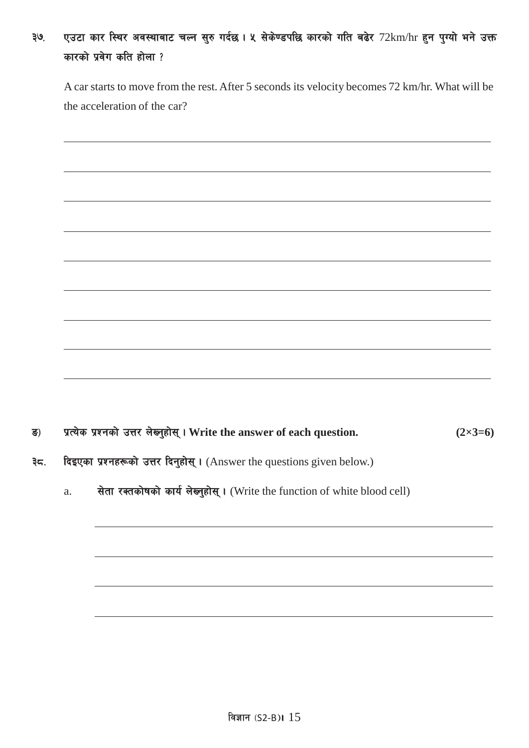३७. एउटा कार स्थिर अवस्थाबाट चल्न सुरु गर्दछ । ५ सेकेण्डपछि कारको गति बढेर 72km/hr हुन पुग्यो भने उक्त कारको प्रवेग कति होला ?

A car starts to move from the rest. After 5 seconds its velocity becomes 72 km/hr. What will be the acceleration of the car?

ङ) **प्रत्येक प्रश्नको उत्तर लेख्नुहोस् । Write the answer of each question.** **(2×3=6)**

३८. **दिइएका प्रश्नहरूको उत्तर दिनुहोस् ।** (Answer the questions given below.)

a. **सेता रक्तकोषको कार्य लेख्नुहोस् ।** (Write the function of white blood cell)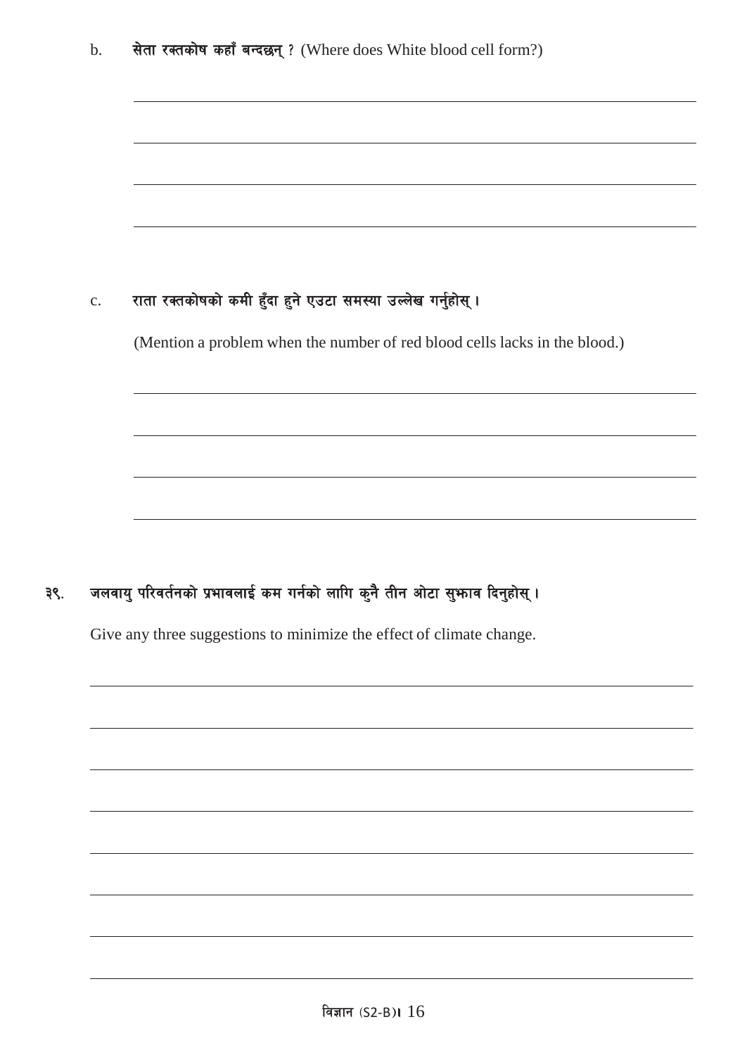b. **सेता रक्तकोष कहाँ बन्दछन् ?** (Where does White blood cell form?)

c. **राता रक्तकोषको कमी हुँदा हुने एउटा समस्या उल्लेख गर्नुहोस् ।**

(Mention a problem when the number of red blood cells lacks in the blood.)

**३९. जलवायु परिवर्तनको प्रभावलाई कम गर्नको लागि कुनै तीन ओटा सुझाव दिनुहोस् ।**

Give any three suggestions to minimize the effect of climate change.